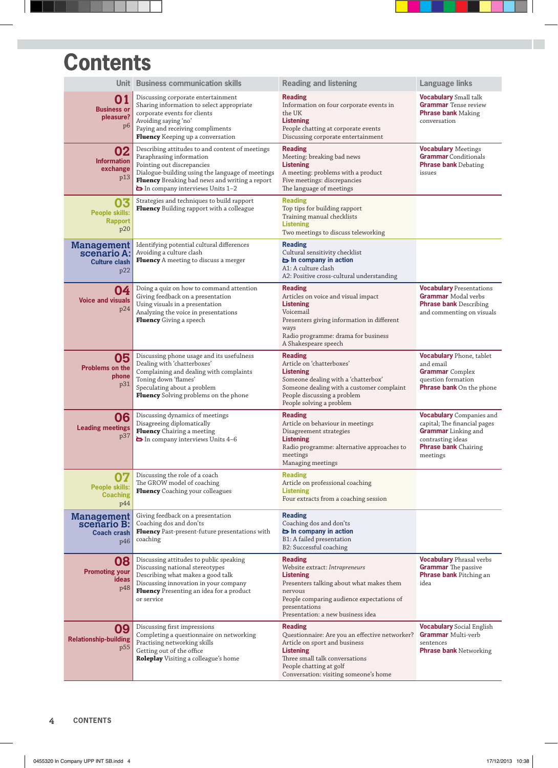# Contents

| Unit | Business communication skills | Reading and listening | Language links |
|---|---|---|---|
| **01** Business or pleasure? p6 | Discussing corporate entertainment<br>Sharing information to select appropriate corporate events for clients<br>Avoiding saying 'no'<br>Paying and receiving compliments<br>**Fluency** Keeping up a conversation | **Reading**<br>Information on four corporate events in the UK<br>**Listening**<br>People chatting at corporate events<br>Discussing corporate entertainment | **Vocabulary** Small talk<br>**Grammar** Tense review<br>**Phrase bank** Making conversation |
| **02** Information exchange p13 | Describing attitudes to and content of meetings<br>Paraphrasing information<br>Pointing out discrepancies<br>Dialogue-building using the language of meetings<br>**Fluency** Breaking bad news and writing a report<br>In company interviews Units 1–2 | **Reading**<br>Meeting: breaking bad news<br>**Listening**<br>A meeting: problems with a product<br>Five meetings: discrepancies<br>The language of meetings | **Vocabulary** Meetings<br>**Grammar** Conditionals<br>**Phrase bank** Debating issues |
| **03** People skills: Rapport p20 | Strategies and techniques to build rapport<br>**Fluency** Building rapport with a colleague | **Reading**<br>Top tips for building rapport<br>Training manual checklists<br>**Listening**<br>Two meetings to discuss teleworking | |
| **Management scenario A:** Culture clash p22 | Identifying potential cultural differences<br>Avoiding a culture clash<br>**Fluency** A meeting to discuss a merger | **Reading**<br>Cultural sensitivity checklist<br>**In company in action**<br>A1: A culture clash<br>A2: Positive cross-cultural understanding | |
| **04** Voice and visuals p24 | Doing a quiz on how to command attention<br>Giving feedback on a presentation<br>Using visuals in a presentation<br>Analyzing the voice in presentations<br>**Fluency** Giving a speech | **Reading**<br>Articles on voice and visual impact<br>**Listening**<br>Voicemail<br>Presenters giving information in different ways<br>Radio programme: drama for business<br>A Shakespeare speech | **Vocabulary** Presentations<br>**Grammar** Modal verbs<br>**Phrase bank** Describing and commenting on visuals |
| **05** Problems on the phone p31 | Discussing phone usage and its usefulness<br>Dealing with 'chatterboxes'<br>Complaining and dealing with complaints<br>Toning down 'flames'<br>Speculating about a problem<br>**Fluency** Solving problems on the phone | **Reading**<br>Article on 'chatterboxes'<br>**Listening**<br>Someone dealing with a 'chatterbox'<br>Someone dealing with a customer complaint<br>People discussing a problem<br>People solving a problem | **Vocabulary** Phone, tablet and email<br>**Grammar** Complex question formation<br>**Phrase bank** On the phone |
| **06** Leading meetings p37 | Discussing dynamics of meetings<br>Disagreeing diplomatically<br>**Fluency** Chairing a meeting<br>In company interviews Units 4–6 | **Reading**<br>Article on behaviour in meetings<br>Disagreement strategies<br>**Listening**<br>Radio programme: alternative approaches to meetings<br>Managing meetings | **Vocabulary** Companies and capital; The financial pages<br>**Grammar** Linking and contrasting ideas<br>**Phrase bank** Chairing meetings |
| **07** People skills: Coaching p44 | Discussing the role of a coach<br>The GROW model of coaching<br>**Fluency** Coaching your colleagues | **Reading**<br>Article on professional coaching<br>**Listening**<br>Four extracts from a coaching session | |
| **Management scenario B:** Coach crash p46 | Giving feedback on a presentation<br>Coaching dos and don'ts<br>**Fluency** Past-present-future presentations with coaching | **Reading**<br>Coaching dos and don'ts<br>**In company in action**<br>B1: A failed presentation<br>B2: Successful coaching | |
| **08** Promoting your ideas p48 | Discussing attitudes to public speaking<br>Discussing national stereotypes<br>Describing what makes a good talk<br>Discussing innovation in your company<br>**Fluency** Presenting an idea for a product or service | **Reading**<br>Website extract: *Intrapreneurs*<br>**Listening**<br>Presenters talking about what makes them nervous<br>People comparing audience expectations of presentations<br>Presentation: a new business idea | **Vocabulary** Phrasal verbs<br>**Grammar** The passive<br>**Phrase bank** Pitching an idea |
| **09** Relationship-building p55 | Discussing first impressions<br>Completing a questionnaire on networking<br>Practising networking skills<br>Getting out of the office<br>**Roleplay** Visiting a colleague's home | **Reading**<br>Questionnaire: Are you an effective networker?<br>Article on sport and business<br>**Listening**<br>Three small talk conversations<br>People chatting at golf<br>Conversation: visiting someone's home | **Vocabulary** Social English<br>**Grammar** Multi-verb sentences<br>**Phrase bank** Networking |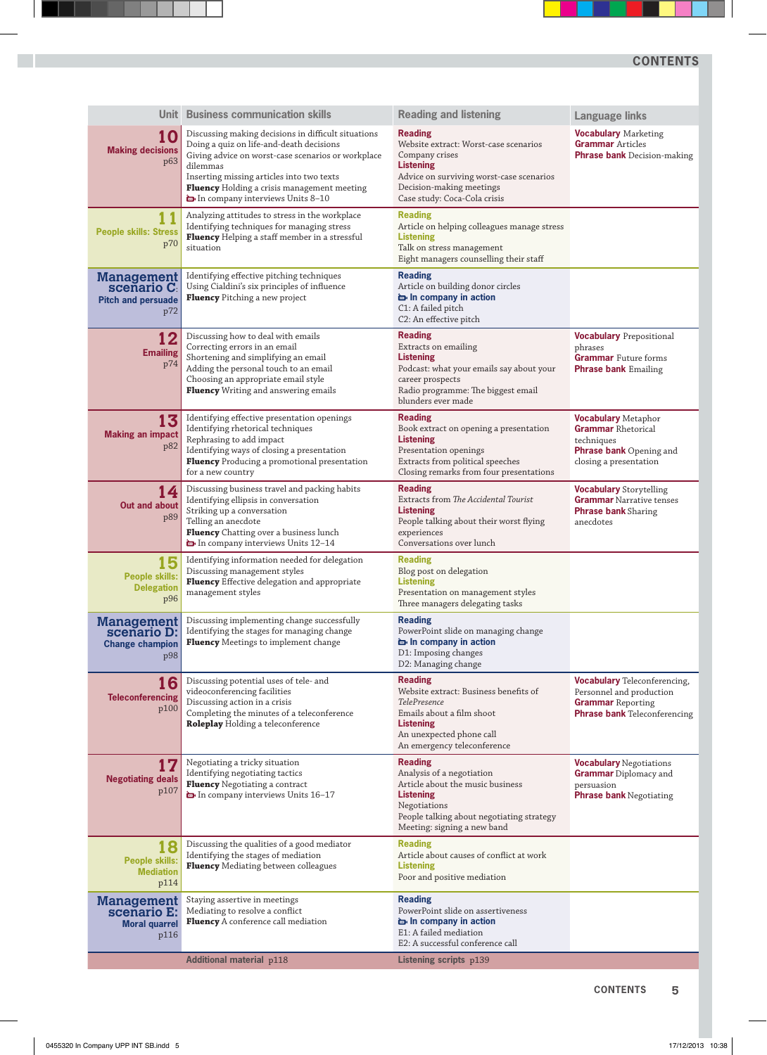# CONTENTS

| Unit | Business communication skills | Reading and listening | Language links |
|---|---|---|---|
| **10** **Making decisions** p63 | Discussing making decisions in difficult situations<br>Doing a quiz on life-and-death decisions<br>Giving advice on worst-case scenarios or workplace dilemmas<br>Inserting missing articles into two texts<br>**Fluency** Holding a crisis management meeting<br>In company interviews Units 8–10 | **Reading**<br>Website extract: Worst-case scenarios<br>Company crises<br>**Listening**<br>Advice on surviving worst-case scenarios<br>Decision-making meetings<br>Case study: Coca-Cola crisis | **Vocabulary** Marketing<br>**Grammar** Articles<br>**Phrase bank** Decision-making |
| **11** **People skills: Stress** p70 | Analyzing attitudes to stress in the workplace<br>Identifying techniques for managing stress<br>**Fluency** Helping a staff member in a stressful situation | **Reading**<br>Article on helping colleagues manage stress<br>**Listening**<br>Talk on stress management<br>Eight managers counselling their staff | |
| **Management scenario C:** **Pitch and persuade** p72 | Identifying effective pitching techniques<br>Using Cialdini's six principles of influence<br>**Fluency** Pitching a new project | **Reading**<br>Article on building donor circles<br>**In company in action**<br>C1: A failed pitch<br>C2: An effective pitch | |
| **12** **Emailing** p74 | Discussing how to deal with emails<br>Correcting errors in an email<br>Shortening and simplifying an email<br>Adding the personal touch to an email<br>Choosing an appropriate email style<br>**Fluency** Writing and answering emails | **Reading**<br>Extracts on emailing<br>**Listening**<br>Podcast: what your emails say about your career prospects<br>Radio programme: The biggest email blunders ever made | **Vocabulary** Prepositional phrases<br>**Grammar** Future forms<br>**Phrase bank** Emailing |
| **13** **Making an impact** p82 | Identifying effective presentation openings<br>Identifying rhetorical techniques<br>Rephrasing to add impact<br>Identifying ways of closing a presentation<br>**Fluency** Producing a promotional presentation for a new country | **Reading**<br>Book extract on opening a presentation<br>**Listening**<br>Presentation openings<br>Extracts from political speeches<br>Closing remarks from four presentations | **Vocabulary** Metaphor<br>**Grammar** Rhetorical techniques<br>**Phrase bank** Opening and closing a presentation |
| **14** **Out and about** p89 | Discussing business travel and packing habits<br>Identifying ellipsis in conversation<br>Striking up a conversation<br>Telling an anecdote<br>**Fluency** Chatting over a business lunch<br>In company interviews Units 12–14 | **Reading**<br>Extracts from *The Accidental Tourist*<br>**Listening**<br>People talking about their worst flying experiences<br>Conversations over lunch | **Vocabulary** Storytelling<br>**Grammar** Narrative tenses<br>**Phrase bank** Sharing anecdotes |
| **15** **People skills: Delegation** p96 | Identifying information needed for delegation<br>Discussing management styles<br>**Fluency** Effective delegation and appropriate management styles | **Reading**<br>Blog post on delegation<br>**Listening**<br>Presentation on management styles<br>Three managers delegating tasks | |
| **Management scenario D:** **Change champion** p98 | Discussing implementing change successfully<br>Identifying the stages for managing change<br>**Fluency** Meetings to implement change | **Reading**<br>PowerPoint slide on managing change<br>**In company in action**<br>D1: Imposing changes<br>D2: Managing change | |
| **16** **Teleconferencing** p100 | Discussing potential uses of tele- and videoconferencing facilities<br>Discussing action in a crisis<br>Completing the minutes of a teleconference<br>**Roleplay** Holding a teleconference | **Reading**<br>Website extract: Business benefits of *TelePresence*<br>Emails about a film shoot<br>**Listening**<br>An unexpected phone call<br>An emergency teleconference | **Vocabulary** Teleconferencing, Personnel and production<br>**Grammar** Reporting<br>**Phrase bank** Teleconferencing |
| **17** **Negotiating deals** p107 | Negotiating a tricky situation<br>Identifying negotiating tactics<br>**Fluency** Negotiating a contract<br>In company interviews Units 16–17 | **Reading**<br>Analysis of a negotiation<br>Article about the music business<br>**Listening**<br>Negotiations<br>People talking about negotiating strategy<br>Meeting: signing a new band | **Vocabulary** Negotiations<br>**Grammar** Diplomacy and persuasion<br>**Phrase bank** Negotiating |
| **18** **People skills: Mediation** p114 | Discussing the qualities of a good mediator<br>Identifying the stages of mediation<br>**Fluency** Mediating between colleagues | **Reading**<br>Article about causes of conflict at work<br>**Listening**<br>Poor and positive mediation | |
| **Management scenario E:** **Moral quarrel** p116 | Staying assertive in meetings<br>Mediating to resolve a conflict<br>**Fluency** A conference call mediation | **Reading**<br>PowerPoint slide on assertiveness<br>**In company in action**<br>E1: A failed mediation<br>E2: A successful conference call | |
| | **Additional material** p118 | **Listening scripts** p139 | |